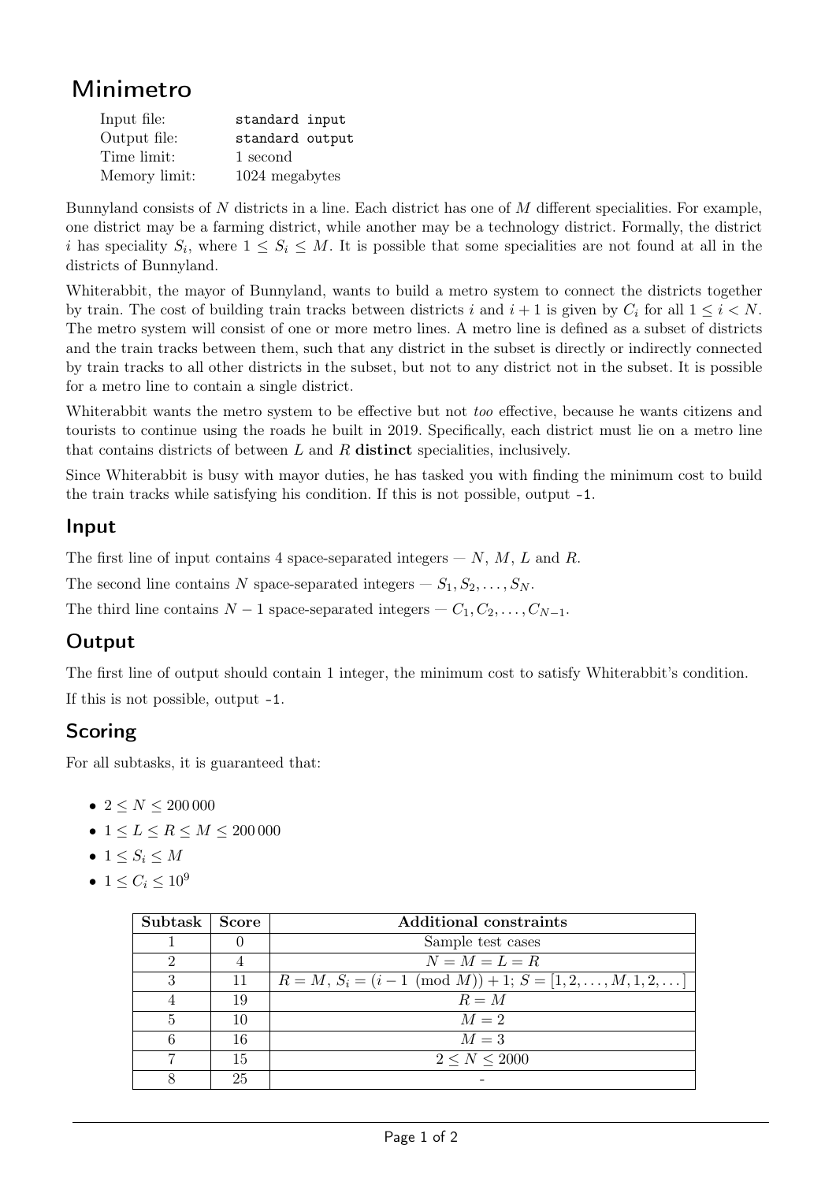# Minimetro

| | |
|---|---|
| Input file: | standard input |
| Output file: | standard output |
| Time limit: | 1 second |
| Memory limit: | 1024 megabytes |

Bunnyland consists of $N$ districts in a line. Each district has one of $M$ different specialities. For example, one district may be a farming district, while another may be a technology district. Formally, the district $i$ has speciality $S_i$, where $1 \leq S_i \leq M$. It is possible that some specialities are not found at all in the districts of Bunnyland.

Whiterabbit, the mayor of Bunnyland, wants to build a metro system to connect the districts together by train. The cost of building train tracks between districts $i$ and $i+1$ is given by $C_i$ for all $1 \leq i < N$. The metro system will consist of one or more metro lines. A metro line is defined as a subset of districts and the train tracks between them, such that any district in the subset is directly or indirectly connected by train tracks to all other districts in the subset, but not to any district not in the subset. It is possible for a metro line to contain a single district.

Whiterabbit wants the metro system to be effective but not *too* effective, because he wants citizens and tourists to continue using the roads he built in 2019. Specifically, each district must lie on a metro line that contains districts of between $L$ and $R$ **distinct** specialities, inclusively.

Since Whiterabbit is busy with mayor duties, he has tasked you with finding the minimum cost to build the train tracks while satisfying his condition. If this is not possible, output `-1`.

## Input

The first line of input contains 4 space-separated integers — $N$, $M$, $L$ and $R$.

The second line contains $N$ space-separated integers — $S_1, S_2, \ldots, S_N$.

The third line contains $N-1$ space-separated integers — $C_1, C_2, \ldots, C_{N-1}$.

## Output

The first line of output should contain 1 integer, the minimum cost to satisfy Whiterabbit's condition.

If this is not possible, output `-1`.

## Scoring

For all subtasks, it is guaranteed that:

- $2 \leq N \leq 200\,000$
- $1 \leq L \leq R \leq M \leq 200\,000$
- $1 \leq S_i \leq M$
- $1 \leq C_i \leq 10^9$

| Subtask | Score | Additional constraints |
|---|---|---|
| 1 | 0 | Sample test cases |
| 2 | 4 | $N = M = L = R$ |
| 3 | 11 | $R = M$, $S_i = (i - 1 \pmod{M}) + 1$; $S = [1, 2, \ldots, M, 1, 2, \ldots]$ |
| 4 | 19 | $R = M$ |
| 5 | 10 | $M = 2$ |
| 6 | 16 | $M = 3$ |
| 7 | 15 | $2 \leq N \leq 2000$ |
| 8 | 25 | - |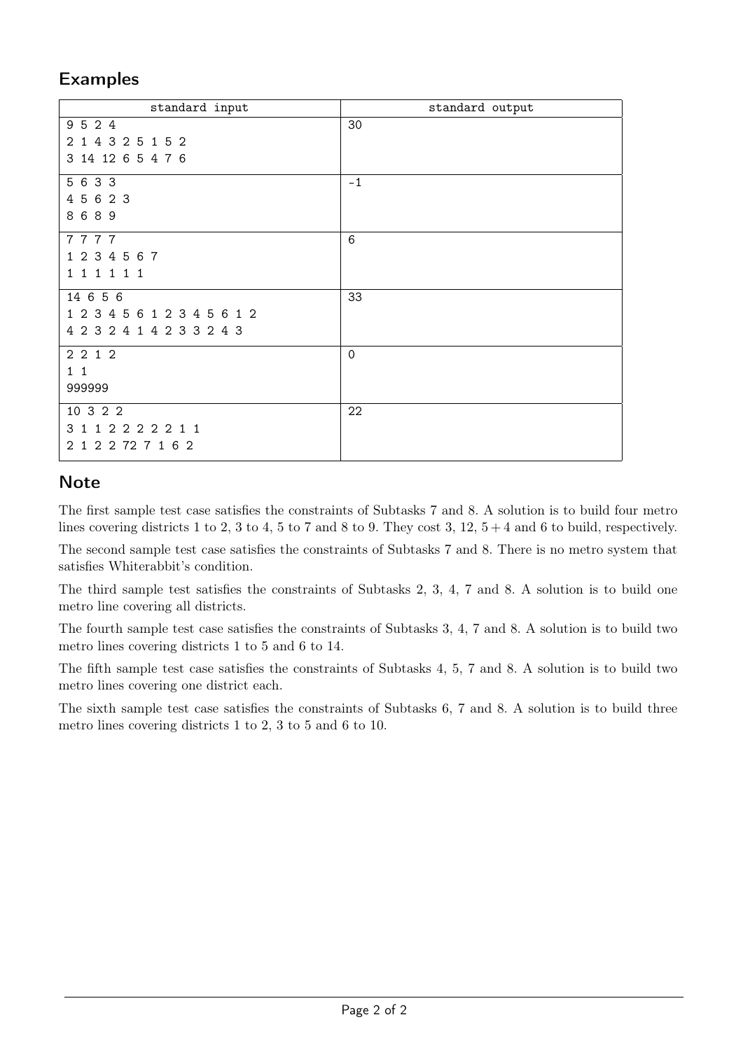## Examples

| standard input | standard output |
|---|---|
| 9 5 2 4<br>2 1 4 3 2 5 1 5 2<br>3 14 12 6 5 4 7 6 | 30 |
| 5 6 3 3<br>4 5 6 2 3<br>8 6 8 9 | -1 |
| 7 7 7 7<br>1 2 3 4 5 6 7<br>1 1 1 1 1 1 | 6 |
| 14 6 5 6<br>1 2 3 4 5 6 1 2 3 4 5 6 1 2<br>4 2 3 2 4 1 4 2 3 3 2 4 3 | 33 |
| 2 2 1 2<br>1 1<br>999999 | 0 |
| 10 3 2 2<br>3 1 1 2 2 2 2 2 1 1<br>2 1 2 2 72 7 1 6 2 | 22 |

## Note

The first sample test case satisfies the constraints of Subtasks 7 and 8. A solution is to build four metro lines covering districts 1 to 2, 3 to 4, 5 to 7 and 8 to 9. They cost 3, 12, $5 + 4$ and 6 to build, respectively.

The second sample test case satisfies the constraints of Subtasks 7 and 8. There is no metro system that satisfies Whiterabbit's condition.

The third sample test satisfies the constraints of Subtasks 2, 3, 4, 7 and 8. A solution is to build one metro line covering all districts.

The fourth sample test case satisfies the constraints of Subtasks 3, 4, 7 and 8. A solution is to build two metro lines covering districts 1 to 5 and 6 to 14.

The fifth sample test case satisfies the constraints of Subtasks 4, 5, 7 and 8. A solution is to build two metro lines covering one district each.

The sixth sample test case satisfies the constraints of Subtasks 6, 7 and 8. A solution is to build three metro lines covering districts 1 to 2, 3 to 5 and 6 to 10.